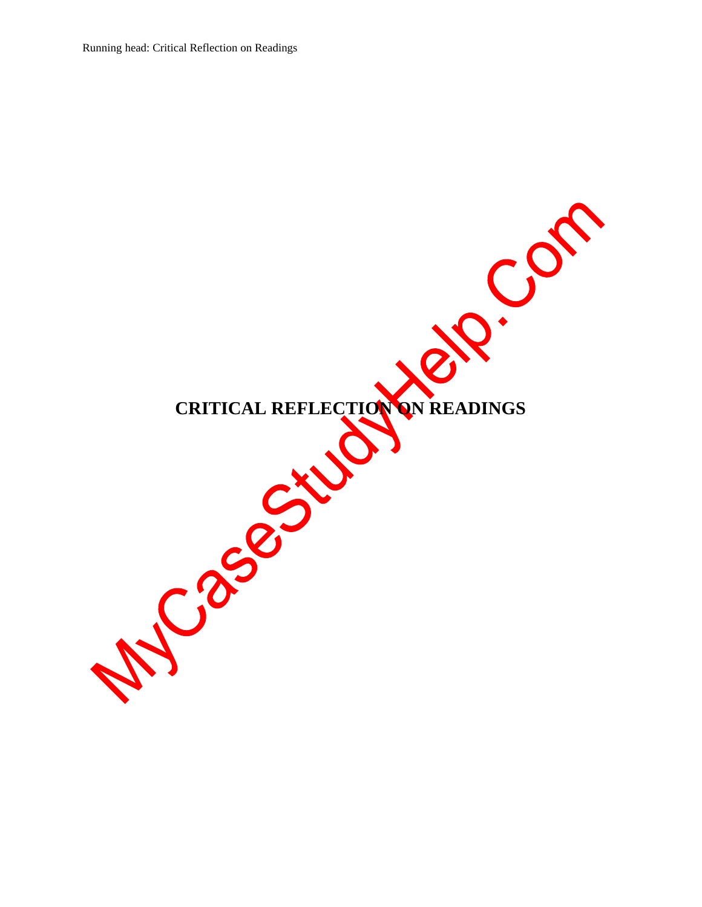# CRITICAL REFLECTION ON READINGS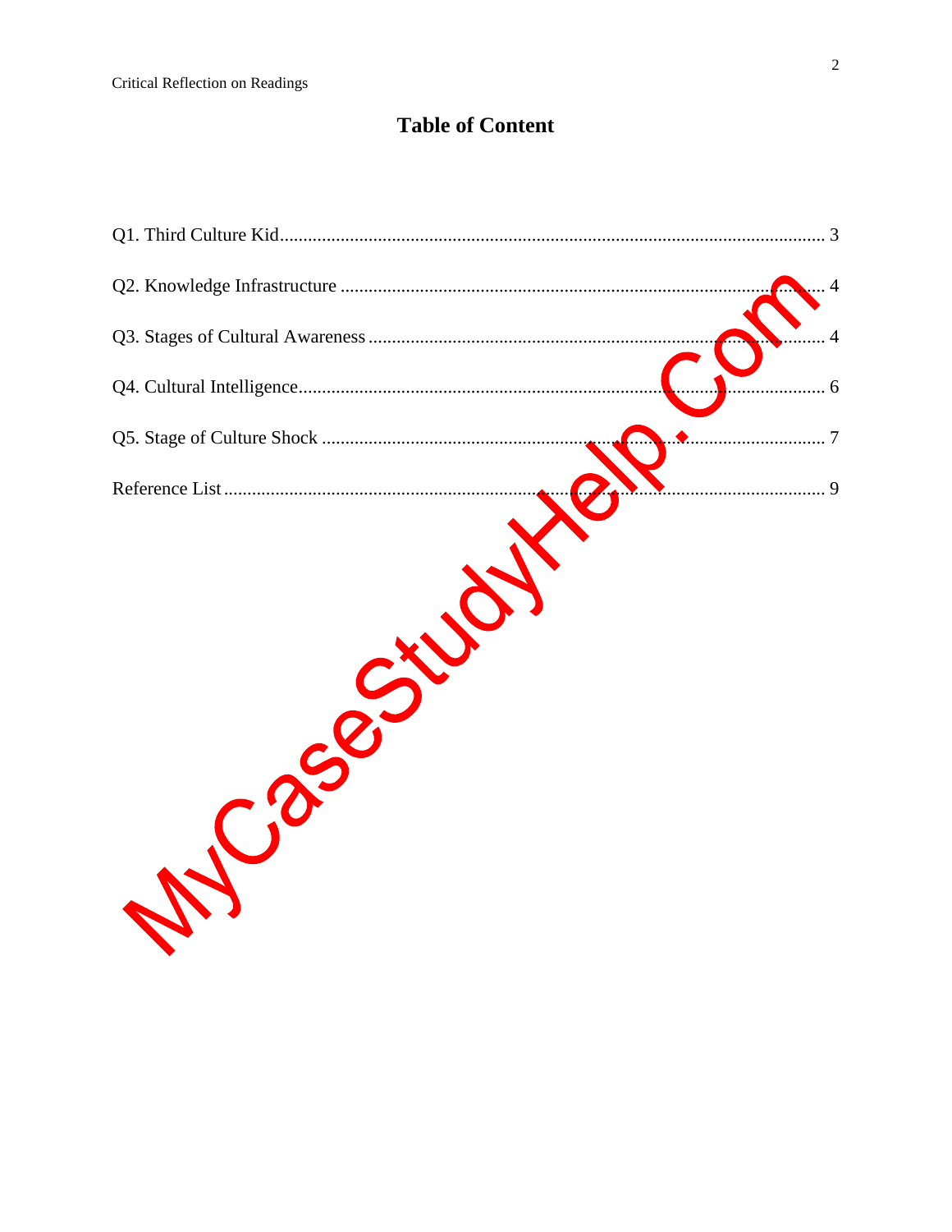# Table of Content

Q1. Third Culture Kid .................................................................................................................. 3

Q2. Knowledge Infrastructure ....................................................................................................... 4

Q3. Stages of Cultural Awareness ................................................................................................. 4

Q4. Cultural Intelligence ............................................................................................................... 6

Q5. Stage of Culture Shock ........................................................................................................... 7

Reference List ............................................................................................................................... 9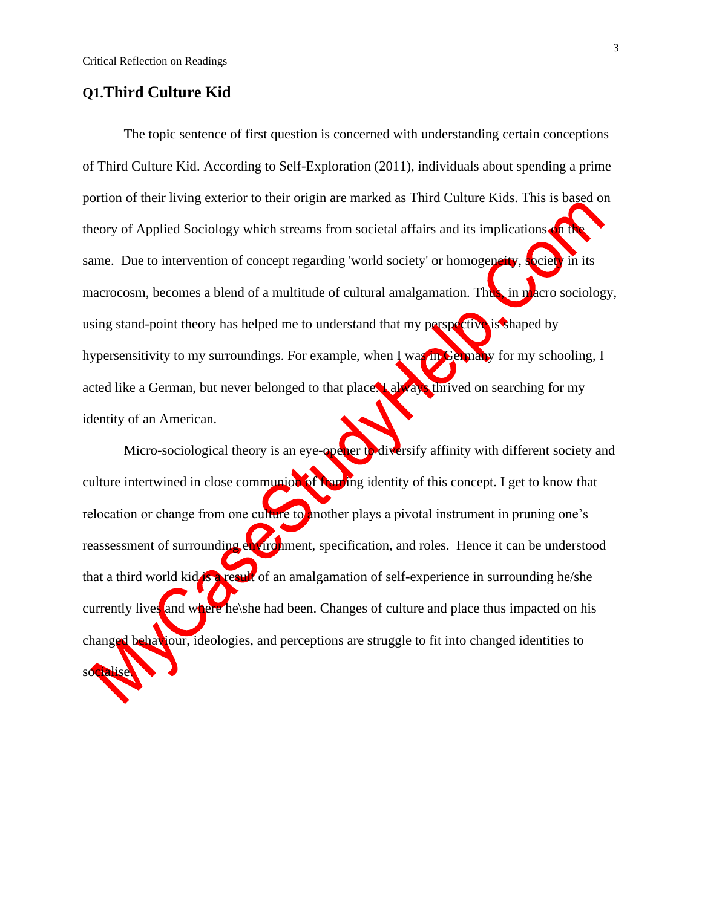## Q1.Third Culture Kid

The topic sentence of first question is concerned with understanding certain conceptions of Third Culture Kid. According to Self-Exploration (2011), individuals about spending a prime portion of their living exterior to their origin are marked as Third Culture Kids. This is based on theory of Applied Sociology which streams from societal affairs and its implications on the same. Due to intervention of concept regarding 'world society' or homogeneity, society in its macrocosm, becomes a blend of a multitude of cultural amalgamation. Thus, in macro sociology, using stand-point theory has helped me to understand that my perspective is shaped by hypersensitivity to my surroundings. For example, when I was in Germany for my schooling, I acted like a German, but never belonged to that place. I always thrived on searching for my identity of an American.

Micro-sociological theory is an eye-opener to diversify affinity with different society and culture intertwined in close communion of framing identity of this concept. I get to know that relocation or change from one culture to another plays a pivotal instrument in pruning one's reassessment of surrounding environment, specification, and roles. Hence it can be understood that a third world kid is a result of an amalgamation of self-experience in surrounding he/she currently lives and where he\she had been. Changes of culture and place thus impacted on his changed behaviour, ideologies, and perceptions are struggle to fit into changed identities to socialise.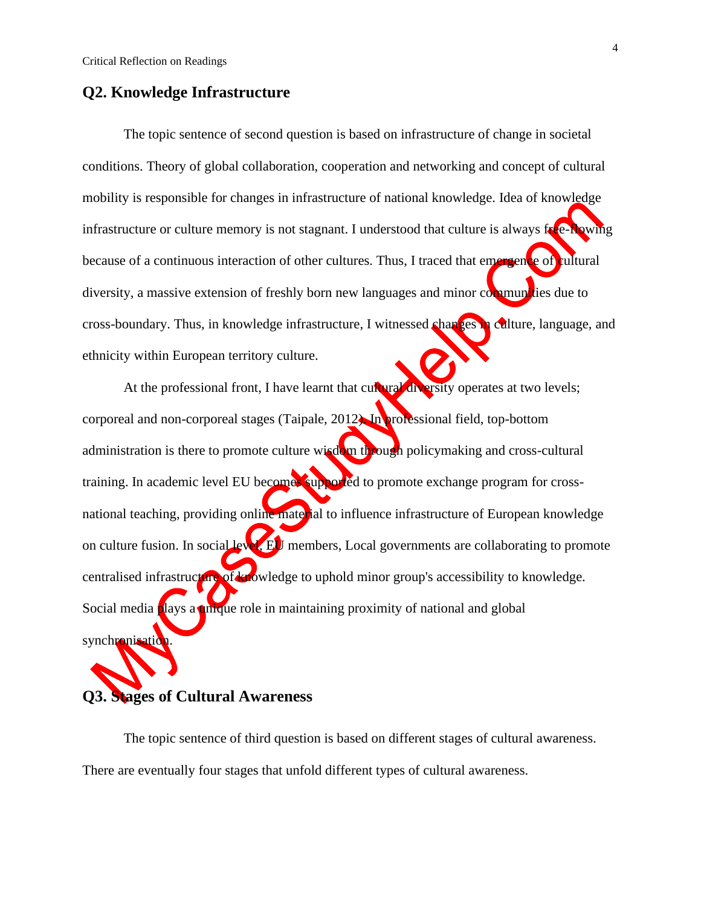## Q2. Knowledge Infrastructure

The topic sentence of second question is based on infrastructure of change in societal conditions. Theory of global collaboration, cooperation and networking and concept of cultural mobility is responsible for changes in infrastructure of national knowledge. Idea of knowledge infrastructure or culture memory is not stagnant. I understood that culture is always free-flowing because of a continuous interaction of other cultures. Thus, I traced that emergence of cultural diversity, a massive extension of freshly born new languages and minor communities due to cross-boundary. Thus, in knowledge infrastructure, I witnessed changes in culture, language, and ethnicity within European territory culture.

At the professional front, I have learnt that cultural diversity operates at two levels; corporeal and non-corporeal stages (Taipale, 2012). In professional field, top-bottom administration is there to promote culture wisdom through policymaking and cross-cultural training. In academic level EU becomes supported to promote exchange program for cross-national teaching, providing online material to influence infrastructure of European knowledge on culture fusion. In social level, EU members, Local governments are collaborating to promote centralised infrastructure of knowledge to uphold minor group's accessibility to knowledge. Social media plays a unique role in maintaining proximity of national and global synchronisation.

## Q3. Stages of Cultural Awareness

The topic sentence of third question is based on different stages of cultural awareness. There are eventually four stages that unfold different types of cultural awareness.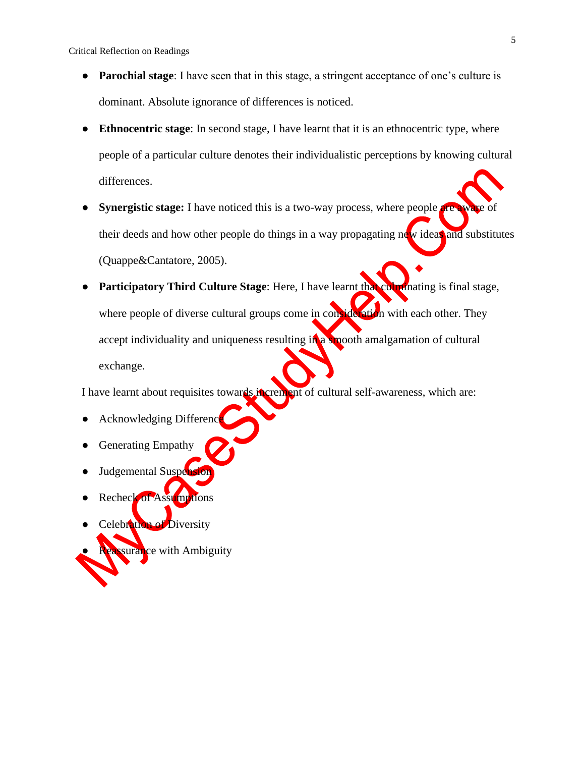- **Parochial stage**: I have seen that in this stage, a stringent acceptance of one's culture is dominant. Absolute ignorance of differences is noticed.
- **Ethnocentric stage**: In second stage, I have learnt that it is an ethnocentric type, where people of a particular culture denotes their individualistic perceptions by knowing cultural differences.
- **Synergistic stage:** I have noticed this is a two-way process, where people are aware of their deeds and how other people do things in a way propagating new ideas and substitutes (Quappe&Cantatore, 2005).
- **Participatory Third Culture Stage**: Here, I have learnt that culminating is final stage, where people of diverse cultural groups come in consideration with each other. They accept individuality and uniqueness resulting in a smooth amalgamation of cultural exchange.

I have learnt about requisites towards increment of cultural self-awareness, which are:

- Acknowledging Difference
- Generating Empathy
- Judgemental Suspension
- Recheck of Assumptions
- Celebration of Diversity
- Reassurance with Ambiguity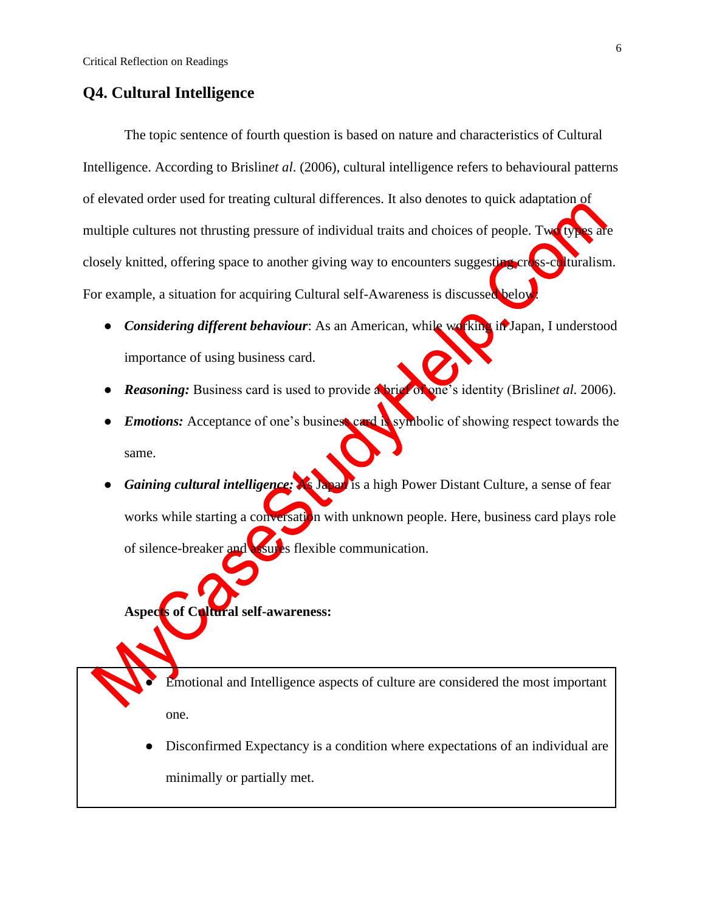## Q4. Cultural Intelligence

The topic sentence of fourth question is based on nature and characteristics of Cultural Intelligence. According to Brislin*et al*. (2006), cultural intelligence refers to behavioural patterns of elevated order used for treating cultural differences. It also denotes to quick adaptation of multiple cultures not thrusting pressure of individual traits and choices of people. Two types are closely knitted, offering space to another giving way to encounters suggesting cross-culturalism. For example, a situation for acquiring Cultural self-Awareness is discussed below:

- ***Considering different behaviour***: As an American, while working in Japan, I understood importance of using business card.
- ***Reasoning:*** Business card is used to provide a brief of one's identity (Brislin*et al*. 2006).
- ***Emotions:*** Acceptance of one's business card is symbolic of showing respect towards the same.
- ***Gaining cultural intelligence:*** As Japan is a high Power Distant Culture, a sense of fear works while starting a conversation with unknown people. Here, business card plays role of silence-breaker and assures flexible communication.

**Aspects of Cultural self-awareness:**

- Emotional and Intelligence aspects of culture are considered the most important one.
- Disconfirmed Expectancy is a condition where expectations of an individual are minimally or partially met.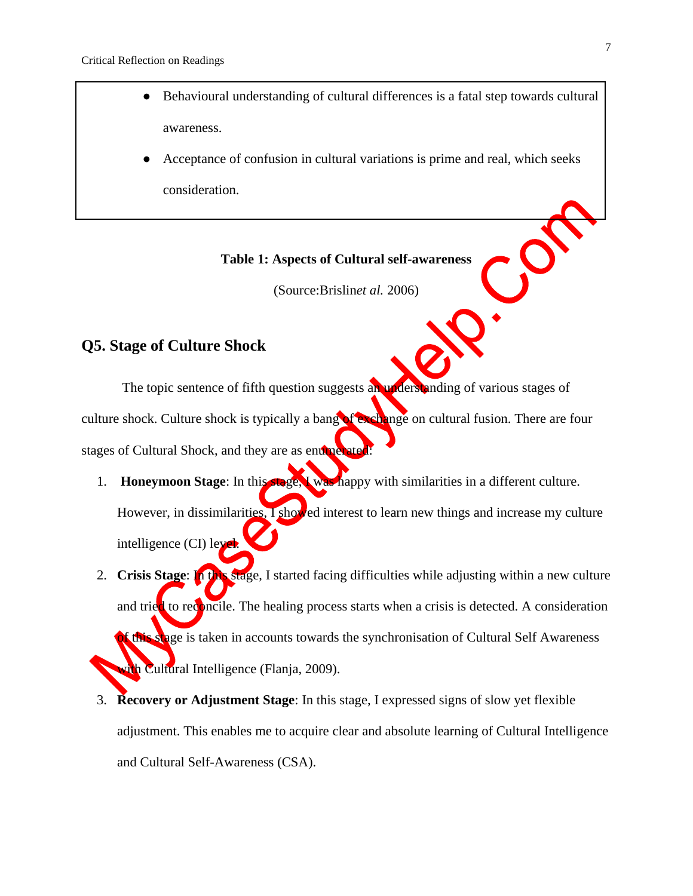- Behavioural understanding of cultural differences is a fatal step towards cultural awareness.
- Acceptance of confusion in cultural variations is prime and real, which seeks consideration.

**Table 1: Aspects of Cultural self-awareness**

(Source:Brislin*et al.* 2006)

## Q5. Stage of Culture Shock

The topic sentence of fifth question suggests an understanding of various stages of culture shock. Culture shock is typically a bang of exchange on cultural fusion. There are four stages of Cultural Shock, and they are as enumerated:

1. **Honeymoon Stage**: In this stage, I was happy with similarities in a different culture. However, in dissimilarities, I showed interest to learn new things and increase my culture intelligence (CI) level.
2. **Crisis Stage**: In this stage, I started facing difficulties while adjusting within a new culture and tried to reconcile. The healing process starts when a crisis is detected. A consideration of this stage is taken in accounts towards the synchronisation of Cultural Self Awareness with Cultural Intelligence (Flanja, 2009).
3. **Recovery or Adjustment Stage**: In this stage, I expressed signs of slow yet flexible adjustment. This enables me to acquire clear and absolute learning of Cultural Intelligence and Cultural Self-Awareness (CSA).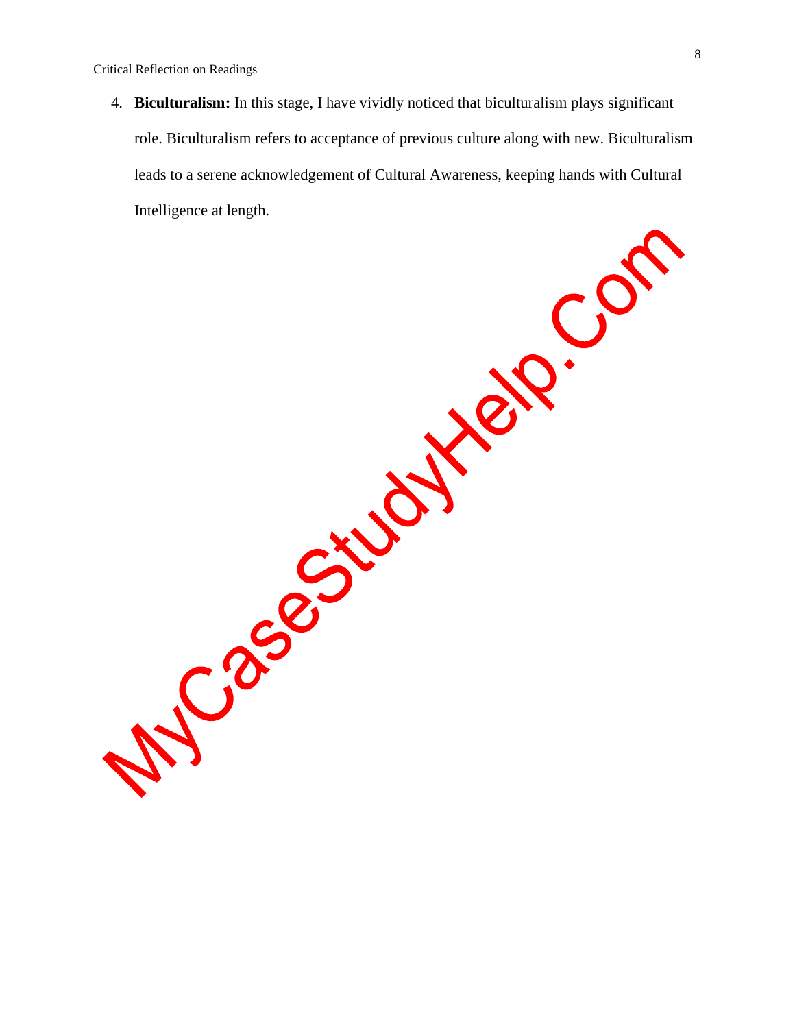4. **Biculturalism:** In this stage, I have vividly noticed that biculturalism plays significant role. Biculturalism refers to acceptance of previous culture along with new. Biculturalism leads to a serene acknowledgement of Cultural Awareness, keeping hands with Cultural Intelligence at length.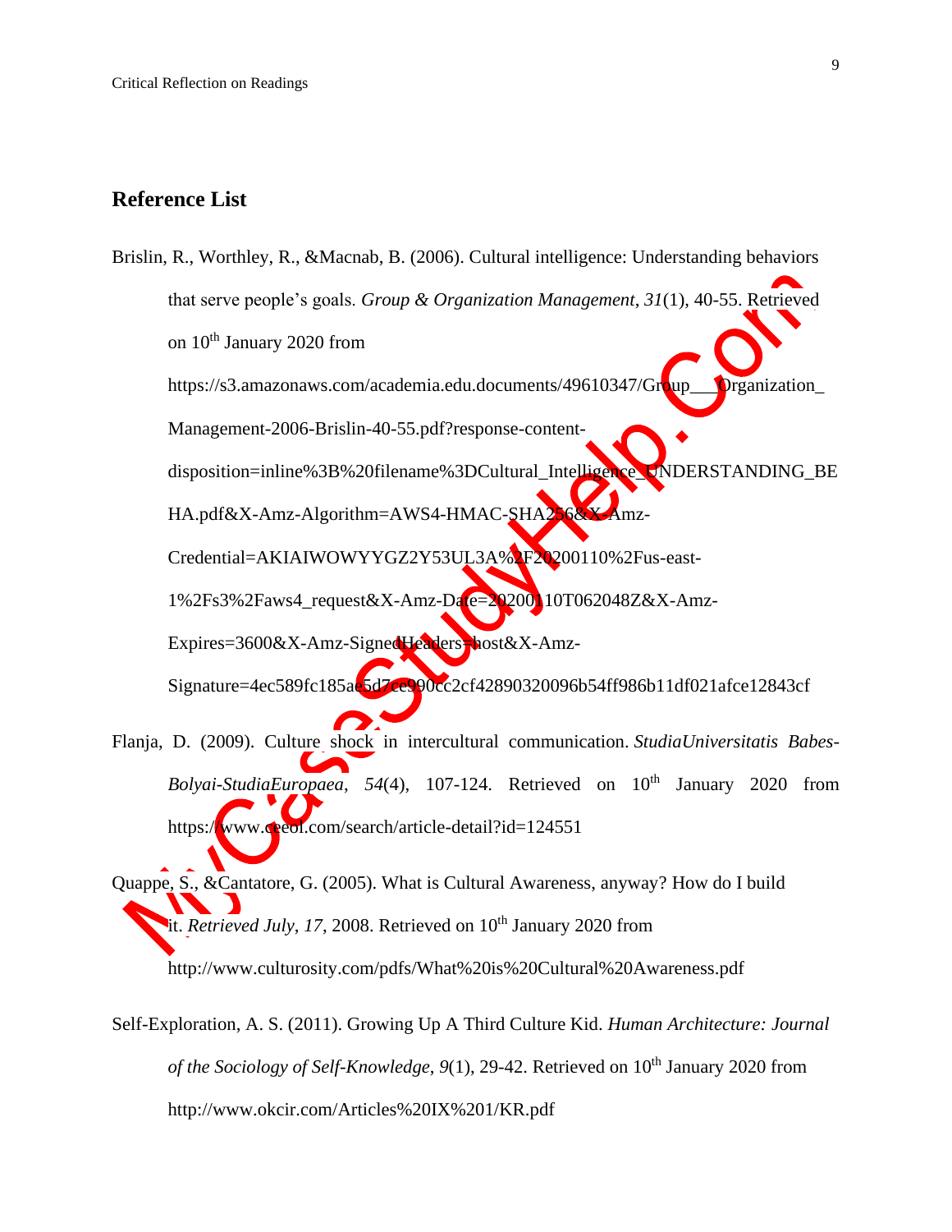## Reference List

Brislin, R., Worthley, R., &Macnab, B. (2006). Cultural intelligence: Understanding behaviors that serve people's goals. *Group & Organization Management*, *31*(1), 40-55. Retrieved on 10th January 2020 from https://s3.amazonaws.com/academia.edu.documents/49610347/Group___Organization_Management-2006-Brislin-40-55.pdf?response-content-disposition=inline%3B%20filename%3DCultural_Intelligence_UNDERSTANDING_BEHA.pdf&X-Amz-Algorithm=AWS4-HMAC-SHA256&X-Amz-Credential=AKIAIWOWYYGZ2Y53UL3A%2F20200110%2Fus-east-1%2Fs3%2Faws4_request&X-Amz-Date=20200110T062048Z&X-Amz-Expires=3600&X-Amz-SignedHeaders=host&X-Amz-Signature=4ec589fc185ae5d7ce990cc2cf42890320096b54ff986b11df021afce12843cf

Flanja, D. (2009). Culture shock in intercultural communication. *StudiaUniversitatis Babes-Bolyai-StudiaEuropaea*, *54*(4), 107-124. Retrieved on 10th January 2020 from https://www.ceeol.com/search/article-detail?id=124551

Quappe, S., &Cantatore, G. (2005). What is Cultural Awareness, anyway? How do I build it. *Retrieved July*, *17*, 2008. Retrieved on 10th January 2020 from http://www.culturosity.com/pdfs/What%20is%20Cultural%20Awareness.pdf

Self-Exploration, A. S. (2011). Growing Up A Third Culture Kid. *Human Architecture: Journal of the Sociology of Self-Knowledge*, *9*(1), 29-42. Retrieved on 10th January 2020 from http://www.okcir.com/Articles%20IX%201/KR.pdf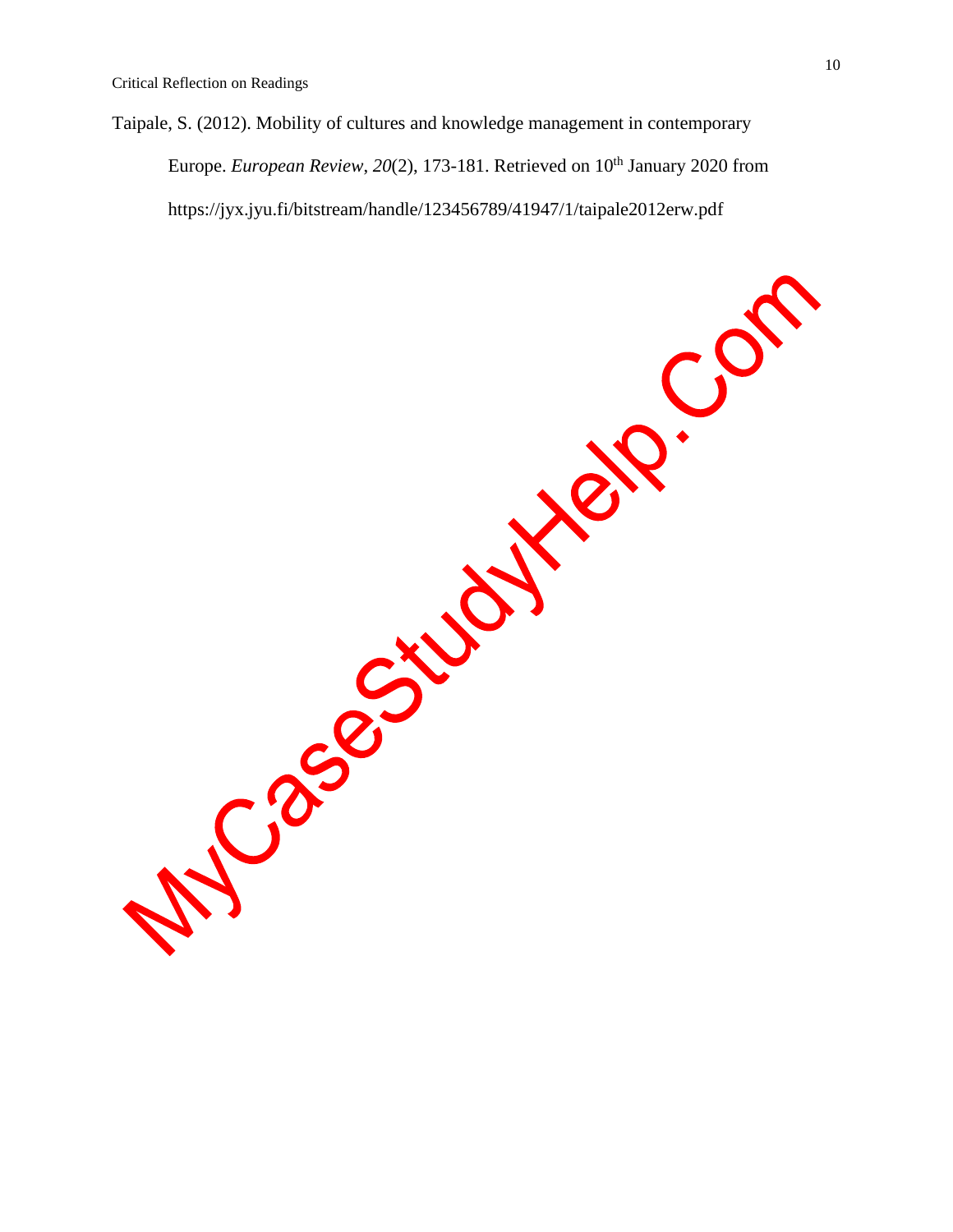Taipale, S. (2012). Mobility of cultures and knowledge management in contemporary Europe. *European Review*, *20*(2), 173-181. Retrieved on 10th January 2020 from https://jyx.jyu.fi/bitstream/handle/123456789/41947/1/taipale2012erw.pdf